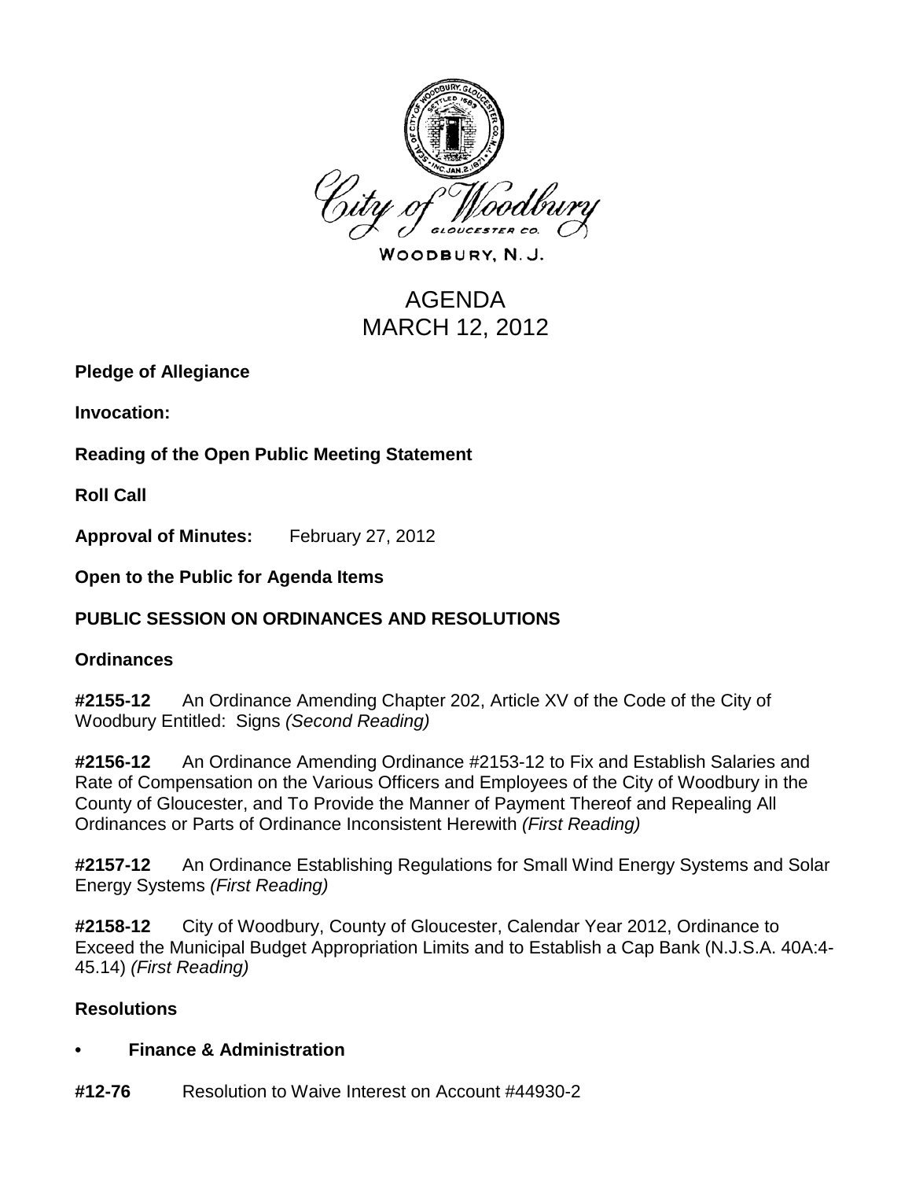City of Woodbury
GLOUCESTER CO.

WOODBURY, N. J.

# AGENDA
# MARCH 12, 2012

**Pledge of Allegiance**

**Invocation:**

**Reading of the Open Public Meeting Statement**

**Roll Call**

**Approval of Minutes:** February 27, 2012

**Open to the Public for Agenda Items**

## PUBLIC SESSION ON ORDINANCES AND RESOLUTIONS

### Ordinances

**#2155-12** An Ordinance Amending Chapter 202, Article XV of the Code of the City of Woodbury Entitled: Signs *(Second Reading)*

**#2156-12** An Ordinance Amending Ordinance #2153-12 to Fix and Establish Salaries and Rate of Compensation on the Various Officers and Employees of the City of Woodbury in the County of Gloucester, and To Provide the Manner of Payment Thereof and Repealing All Ordinances or Parts of Ordinance Inconsistent Herewith *(First Reading)*

**#2157-12** An Ordinance Establishing Regulations for Small Wind Energy Systems and Solar Energy Systems *(First Reading)*

**#2158-12** City of Woodbury, County of Gloucester, Calendar Year 2012, Ordinance to Exceed the Municipal Budget Appropriation Limits and to Establish a Cap Bank (N.J.S.A. 40A:4-45.14) *(First Reading)*

### Resolutions

- **Finance & Administration**

**#12-76** Resolution to Waive Interest on Account #44930-2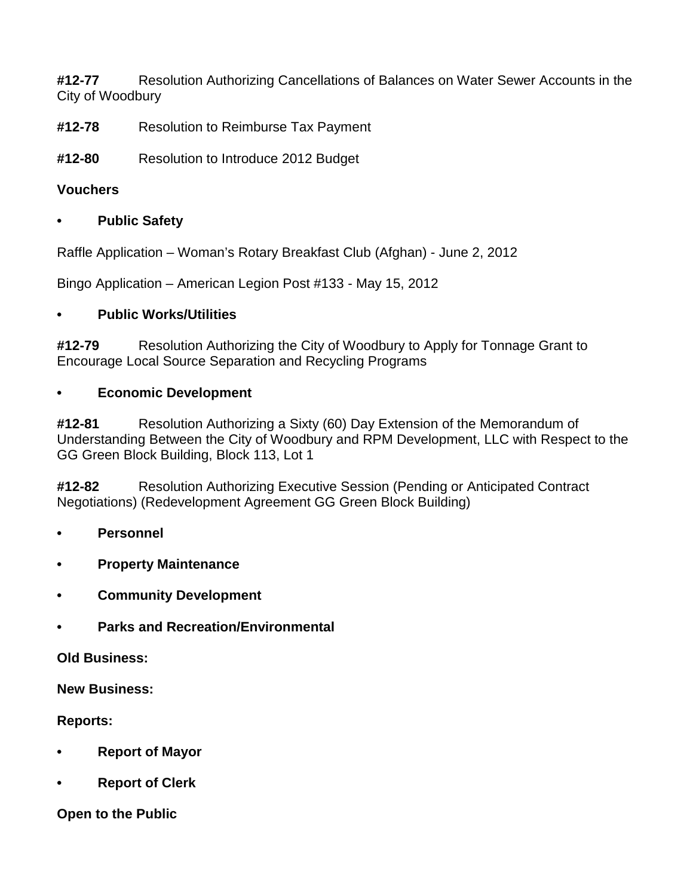**#12-77** Resolution Authorizing Cancellations of Balances on Water Sewer Accounts in the City of Woodbury

**#12-78** Resolution to Reimburse Tax Payment

**#12-80** Resolution to Introduce 2012 Budget

**Vouchers**

- **Public Safety**

Raffle Application – Woman's Rotary Breakfast Club (Afghan) - June 2, 2012

Bingo Application – American Legion Post #133 - May 15, 2012

- **Public Works/Utilities**

**#12-79** Resolution Authorizing the City of Woodbury to Apply for Tonnage Grant to Encourage Local Source Separation and Recycling Programs

- **Economic Development**

**#12-81** Resolution Authorizing a Sixty (60) Day Extension of the Memorandum of Understanding Between the City of Woodbury and RPM Development, LLC with Respect to the GG Green Block Building, Block 113, Lot 1

**#12-82** Resolution Authorizing Executive Session (Pending or Anticipated Contract Negotiations) (Redevelopment Agreement GG Green Block Building)

- **Personnel**
- **Property Maintenance**
- **Community Development**
- **Parks and Recreation/Environmental**

**Old Business:**

**New Business:**

**Reports:**

- **Report of Mayor**
- **Report of Clerk**

**Open to the Public**